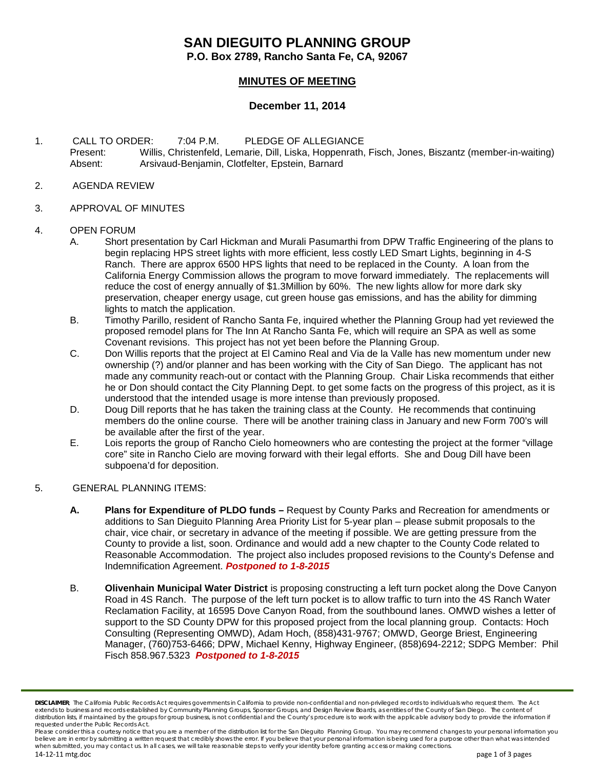# SAN DIEGUITO PLANNING GROUP

**P.O. Box 2789, Rancho Santa Fe, CA, 92067**

## MINUTES OF MEETING

### December 11, 2014

1. CALL TO ORDER: 7:04 P.M. PLEDGE OF ALLEGIANCE
   Present: Willis, Christenfeld, Lemarie, Dill, Liska, Hoppenrath, Fisch, Jones, Biszantz (member-in-waiting)
   Absent: Arsivaud-Benjamin, Clotfelter, Epstein, Barnard

2. AGENDA REVIEW

3. APPROVAL OF MINUTES

4. OPEN FORUM
   - A. Short presentation by Carl Hickman and Murali Pasumarthi from DPW Traffic Engineering of the plans to begin replacing HPS street lights with more efficient, less costly LED Smart Lights, beginning in 4-S Ranch. There are approx 6500 HPS lights that need to be replaced in the County. A loan from the California Energy Commission allows the program to move forward immediately. The replacements will reduce the cost of energy annually of $1.3Million by 60%. The new lights allow for more dark sky preservation, cheaper energy usage, cut green house gas emissions, and has the ability for dimming lights to match the application.
   - B. Timothy Parillo, resident of Rancho Santa Fe, inquired whether the Planning Group had yet reviewed the proposed remodel plans for The Inn At Rancho Santa Fe, which will require an SPA as well as some Covenant revisions. This project has not yet been before the Planning Group.
   - C. Don Willis reports that the project at El Camino Real and Via de la Valle has new momentum under new ownership (?) and/or planner and has been working with the City of San Diego. The applicant has not made any community reach-out or contact with the Planning Group. Chair Liska recommends that either he or Don should contact the City Planning Dept. to get some facts on the progress of this project, as it is understood that the intended usage is more intense than previously proposed.
   - D. Doug Dill reports that he has taken the training class at the County. He recommends that continuing members do the online course. There will be another training class in January and new Form 700's will be available after the first of the year.
   - E. Lois reports the group of Rancho Cielo homeowners who are contesting the project at the former "village core" site in Rancho Cielo are moving forward with their legal efforts. She and Doug Dill have been subpoena'd for deposition.

5. GENERAL PLANNING ITEMS:
   - **A. Plans for Expenditure of PLDO funds –** Request by County Parks and Recreation for amendments or additions to San Dieguito Planning Area Priority List for 5-year plan – please submit proposals to the chair, vice chair, or secretary in advance of the meeting if possible. We are getting pressure from the County to provide a list, soon. Ordinance and would add a new chapter to the County Code related to Reasonable Accommodation. The project also includes proposed revisions to the County's Defense and Indemnification Agreement. ***Postponed to 1-8-2015***
   - B. **Olivenhain Municipal Water District** is proposing constructing a left turn pocket along the Dove Canyon Road in 4S Ranch. The purpose of the left turn pocket is to allow traffic to turn into the 4S Ranch Water Reclamation Facility, at 16595 Dove Canyon Road, from the southbound lanes. OMWD wishes a letter of support to the SD County DPW for this proposed project from the local planning group. Contacts: Hoch Consulting (Representing OMWD), Adam Hoch, (858)431-9767; OMWD, George Briest, Engineering Manager, (760)753-6466; DPW, Michael Kenny, Highway Engineer, (858)694-2212; SDPG Member: Phil Fisch 858.967.5323 ***Postponed to 1-8-2015***

**DISCLAIMER**: The California Public Records Act requires governments in California to provide non-confidential and non-privileged records to individuals who request them. The Act extends to business and records established by Community Planning Groups, Sponsor Groups, and Design Review Boards, as entities of the County of San Diego. The content of distribution lists, if maintained by the groups for group business, is not confidential and the County's procedure is to work with the applicable advisory body to provide the information if requested under the Public Records Act.
Please consider this a courtesy notice that you are a member of the distribution list for the San Dieguito Planning Group. You may recommend changes to your personal information you believe are in error by submitting a written request that credibly shows the error. If you believe that your personal information is being used for a purpose other than what was intended when submitted, you may contact us. In all cases, we will take reasonable steps to verify your identity before granting access or making corrections.
14-12-11 mtg.doc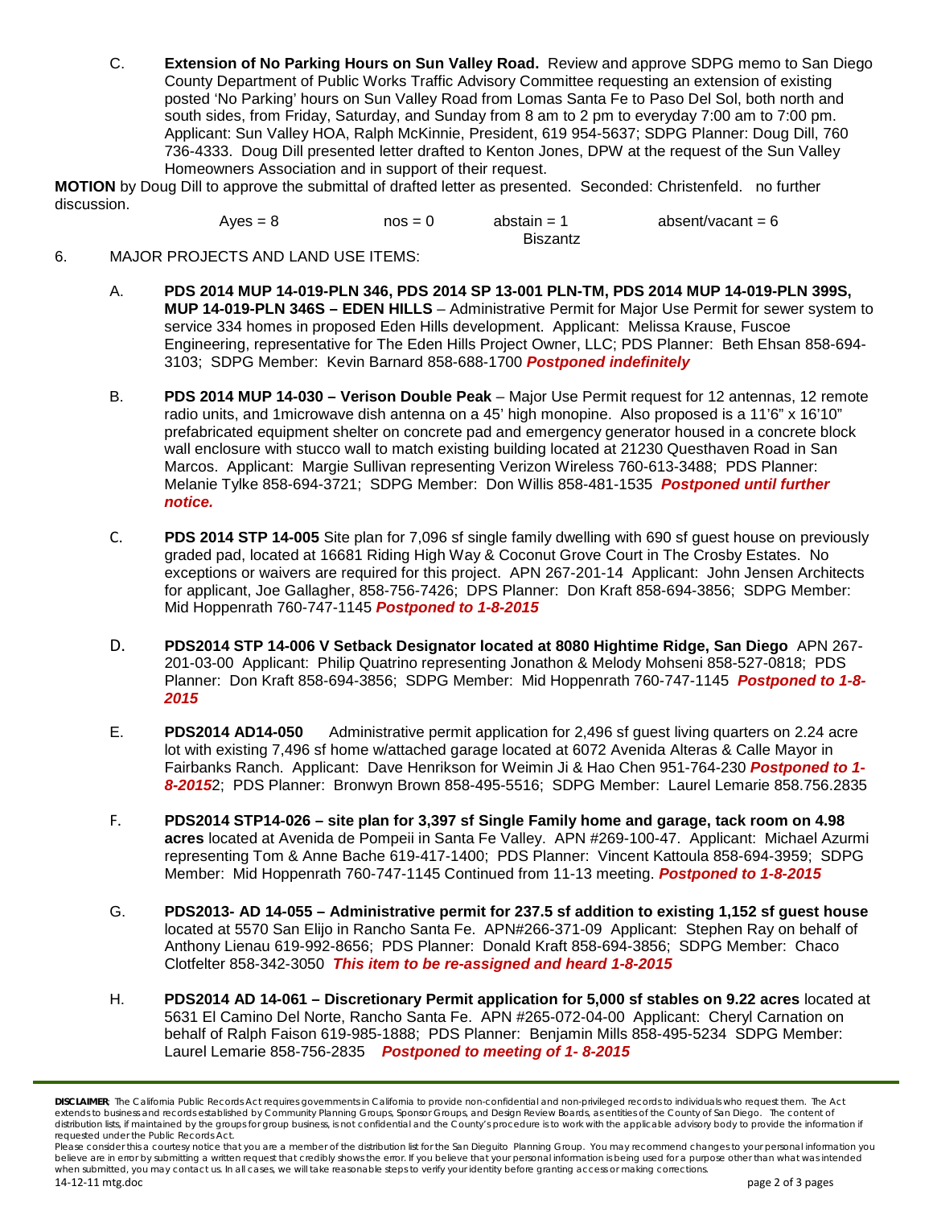C. **Extension of No Parking Hours on Sun Valley Road.** Review and approve SDPG memo to San Diego County Department of Public Works Traffic Advisory Committee requesting an extension of existing posted 'No Parking' hours on Sun Valley Road from Lomas Santa Fe to Paso Del Sol, both north and south sides, from Friday, Saturday, and Sunday from 8 am to 2 pm to everyday 7:00 am to 7:00 pm. Applicant: Sun Valley HOA, Ralph McKinnie, President, 619 954-5637; SDPG Planner: Doug Dill, 760 736-4333. Doug Dill presented letter drafted to Kenton Jones, DPW at the request of the Sun Valley Homeowners Association and in support of their request.

**MOTION** by Doug Dill to approve the submittal of drafted letter as presented. Seconded: Christenfeld. no further discussion.

Ayes = 8 nos = 0 abstain = 1 Biszantz absent/vacant = 6

6. MAJOR PROJECTS AND LAND USE ITEMS:

A. **PDS 2014 MUP 14-019-PLN 346, PDS 2014 SP 13-001 PLN-TM, PDS 2014 MUP 14-019-PLN 399S, MUP 14-019-PLN 346S – EDEN HILLS** – Administrative Permit for Major Use Permit for sewer system to service 334 homes in proposed Eden Hills development. Applicant: Melissa Krause, Fuscoe Engineering, representative for The Eden Hills Project Owner, LLC; PDS Planner: Beth Ehsan 858-694-3103; SDPG Member: Kevin Barnard 858-688-1700 ***Postponed indefinitely***

B. **PDS 2014 MUP 14-030 – Verison Double Peak** – Major Use Permit request for 12 antennas, 12 remote radio units, and 1microwave dish antenna on a 45' high monopine. Also proposed is a 11'6" x 16'10" prefabricated equipment shelter on concrete pad and emergency generator housed in a concrete block wall enclosure with stucco wall to match existing building located at 21230 Questhaven Road in San Marcos. Applicant: Margie Sullivan representing Verizon Wireless 760-613-3488; PDS Planner: Melanie Tylke 858-694-3721; SDPG Member: Don Willis 858-481-1535 ***Postponed until further notice.***

C. **PDS 2014 STP 14-005** Site plan for 7,096 sf single family dwelling with 690 sf guest house on previously graded pad, located at 16681 Riding High Way & Coconut Grove Court in The Crosby Estates. No exceptions or waivers are required for this project. APN 267-201-14 Applicant: John Jensen Architects for applicant, Joe Gallagher, 858-756-7426; DPS Planner: Don Kraft 858-694-3856; SDPG Member: Mid Hoppenrath 760-747-1145 ***Postponed to 1-8-2015***

D. **PDS2014 STP 14-006 V Setback Designator located at 8080 Hightime Ridge, San Diego** APN 267-201-03-00 Applicant: Philip Quatrino representing Jonathon & Melody Mohseni 858-527-0818; PDS Planner: Don Kraft 858-694-3856; SDPG Member: Mid Hoppenrath 760-747-1145 ***Postponed to 1-8-2015***

E. **PDS2014 AD14-050** Administrative permit application for 2,496 sf guest living quarters on 2.24 acre lot with existing 7,496 sf home w/attached garage located at 6072 Avenida Alteras & Calle Mayor in Fairbanks Ranch. Applicant: Dave Henrikson for Weimin Ji & Hao Chen 951-764-230 ***Postponed to 1-8-2015***2; PDS Planner: Bronwyn Brown 858-495-5516; SDPG Member: Laurel Lemarie 858.756.2835

F. **PDS2014 STP14-026 – site plan for 3,397 sf Single Family home and garage, tack room on 4.98 acres** located at Avenida de Pompeii in Santa Fe Valley. APN #269-100-47. Applicant: Michael Azurmi representing Tom & Anne Bache 619-417-1400; PDS Planner: Vincent Kattoula 858-694-3959; SDPG Member: Mid Hoppenrath 760-747-1145 Continued from 11-13 meeting. ***Postponed to 1-8-2015***

G. **PDS2013- AD 14-055 – Administrative permit for 237.5 sf addition to existing 1,152 sf guest house** located at 5570 San Elijo in Rancho Santa Fe. APN#266-371-09 Applicant: Stephen Ray on behalf of Anthony Lienau 619-992-8656; PDS Planner: Donald Kraft 858-694-3856; SDPG Member: Chaco Clotfelter 858-342-3050 ***This item to be re-assigned and heard 1-8-2015***

H. **PDS2014 AD 14-061 – Discretionary Permit application for 5,000 sf stables on 9.22 acres** located at 5631 El Camino Del Norte, Rancho Santa Fe. APN #265-072-04-00 Applicant: Cheryl Carnation on behalf of Ralph Faison 619-985-1888; PDS Planner: Benjamin Mills 858-495-5234 SDPG Member: Laurel Lemarie 858-756-2835 ***Postponed to meeting of 1- 8-2015***

**DISCLAIMER**: The California Public Records Act requires governments in California to provide non-confidential and non-privileged records to individuals who request them. The Act extends to business and records established by Community Planning Groups, Sponsor Groups, and Design Review Boards, as entities of the County of San Diego. The content of distribution lists, if maintained by the groups for group business, is not confidential and the County's procedure is to work with the applicable advisory body to provide the information if requested under the Public Records Act.

Please consider this a courtesy notice that you are a member of the distribution list for the San Dieguito Planning Group. You may recommend changes to your personal information you believe are in error by submitting a written request that credibly shows the error. If you believe that your personal information is being used for a purpose other than what was intended when submitted, you may contact us. In all cases, we will take reasonable steps to verify your identity before granting access or making corrections.

14-12-11 mtg.doc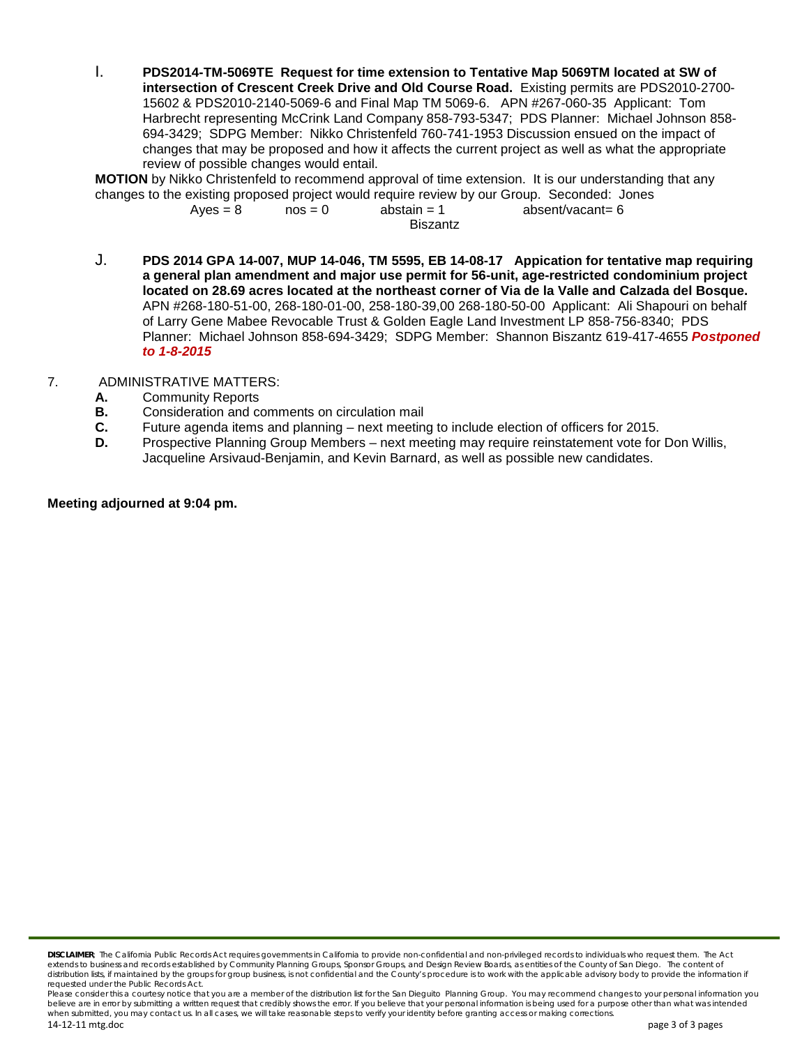I. **PDS2014-TM-5069TE Request for time extension to Tentative Map 5069TM located at SW of intersection of Crescent Creek Drive and Old Course Road.** Existing permits are PDS2010-2700-15602 & PDS2010-2140-5069-6 and Final Map TM 5069-6. APN #267-060-35 Applicant: Tom Harbrecht representing McCrink Land Company 858-793-5347; PDS Planner: Michael Johnson 858-694-3429; SDPG Member: Nikko Christenfeld 760-741-1953 Discussion ensued on the impact of changes that may be proposed and how it affects the current project as well as what the appropriate review of possible changes would entail.

**MOTION** by Nikko Christenfeld to recommend approval of time extension. It is our understanding that any changes to the existing proposed project would require review by our Group. Seconded: Jones

| | | | |
|---|---|---|---|
| Ayes = 8 | nos = 0 | abstain = 1 | absent/vacant= 6 |
| | | Biszantz | |

J. **PDS 2014 GPA 14-007, MUP 14-046, TM 5595, EB 14-08-17 Appication for tentative map requiring a general plan amendment and major use permit for 56-unit, age-restricted condominium project located on 28.69 acres located at the northeast corner of Via de la Valle and Calzada del Bosque.** APN #268-180-51-00, 268-180-01-00, 258-180-39,00 268-180-50-00 Applicant: Ali Shapouri on behalf of Larry Gene Mabee Revocable Trust & Golden Eagle Land Investment LP 858-756-8340; PDS Planner: Michael Johnson 858-694-3429; SDPG Member: Shannon Biszantz 619-417-4655 ***Postponed to 1-8-2015***

7. ADMINISTRATIVE MATTERS:
   - **A.** Community Reports
   - **B.** Consideration and comments on circulation mail
   - **C.** Future agenda items and planning – next meeting to include election of officers for 2015.
   - **D.** Prospective Planning Group Members – next meeting may require reinstatement vote for Don Willis, Jacqueline Arsivaud-Benjamin, and Kevin Barnard, as well as possible new candidates.

**Meeting adjourned at 9:04 pm.**

**DISCLAIMER**: The California Public Records Act requires governments in California to provide non-confidential and non-privileged records to individuals who request them. The Act extends to business and records established by Community Planning Groups, Sponsor Groups, and Design Review Boards, as entities of the County of San Diego. The content of distribution lists, if maintained by the groups for group business, is not confidential and the County's procedure is to work with the applicable advisory body to provide the information if requested under the Public Records Act.

Please consider this a courtesy notice that you are a member of the distribution list for the San Dieguito Planning Group. You may recommend changes to your personal information you believe are in error by submitting a written request that credibly shows the error. If you believe that your personal information is being used for a purpose other than what was intended when submitted, you may contact us. In all cases, we will take reasonable steps to verify your identity before granting access or making corrections.

14-12-11 mtg.doc